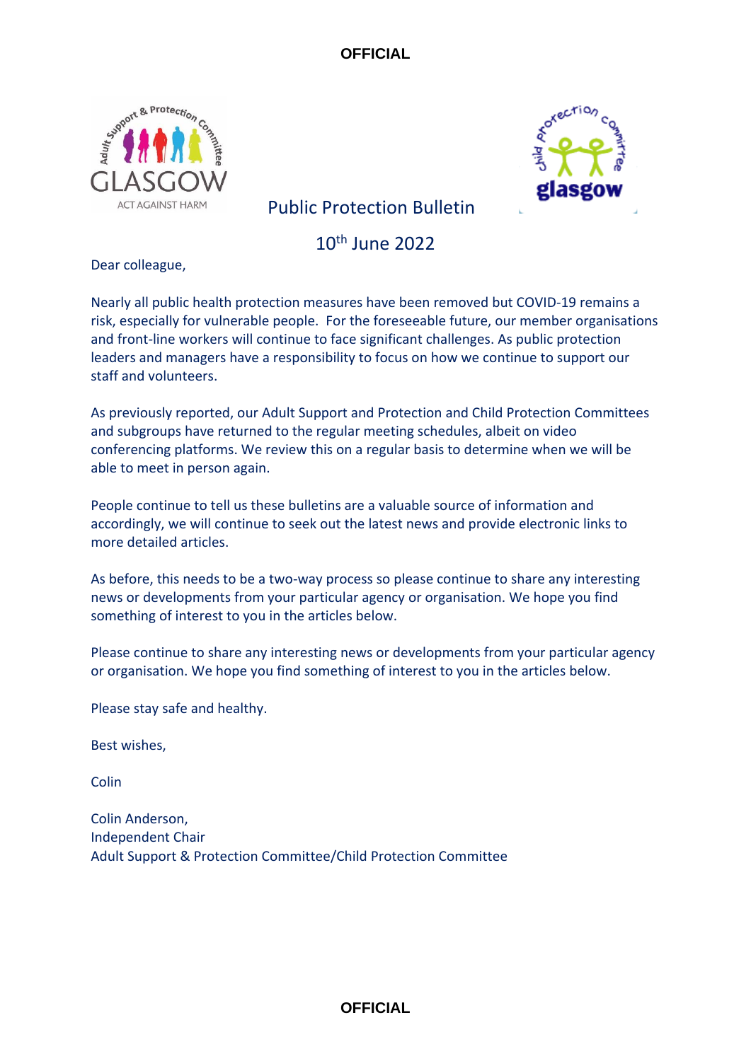# Public Protection Bulletin

## 10th June 2022

Dear colleague,

Nearly all public health protection measures have been removed but COVID-19 remains a risk, especially for vulnerable people. For the foreseeable future, our member organisations and front-line workers will continue to face significant challenges. As public protection leaders and managers have a responsibility to focus on how we continue to support our staff and volunteers.

As previously reported, our Adult Support and Protection and Child Protection Committees and subgroups have returned to the regular meeting schedules, albeit on video conferencing platforms. We review this on a regular basis to determine when we will be able to meet in person again.

People continue to tell us these bulletins are a valuable source of information and accordingly, we will continue to seek out the latest news and provide electronic links to more detailed articles.

As before, this needs to be a two-way process so please continue to share any interesting news or developments from your particular agency or organisation. We hope you find something of interest to you in the articles below.

Please continue to share any interesting news or developments from your particular agency or organisation. We hope you find something of interest to you in the articles below.

Please stay safe and healthy.

Best wishes,

Colin

Colin Anderson,
Independent Chair
Adult Support & Protection Committee/Child Protection Committee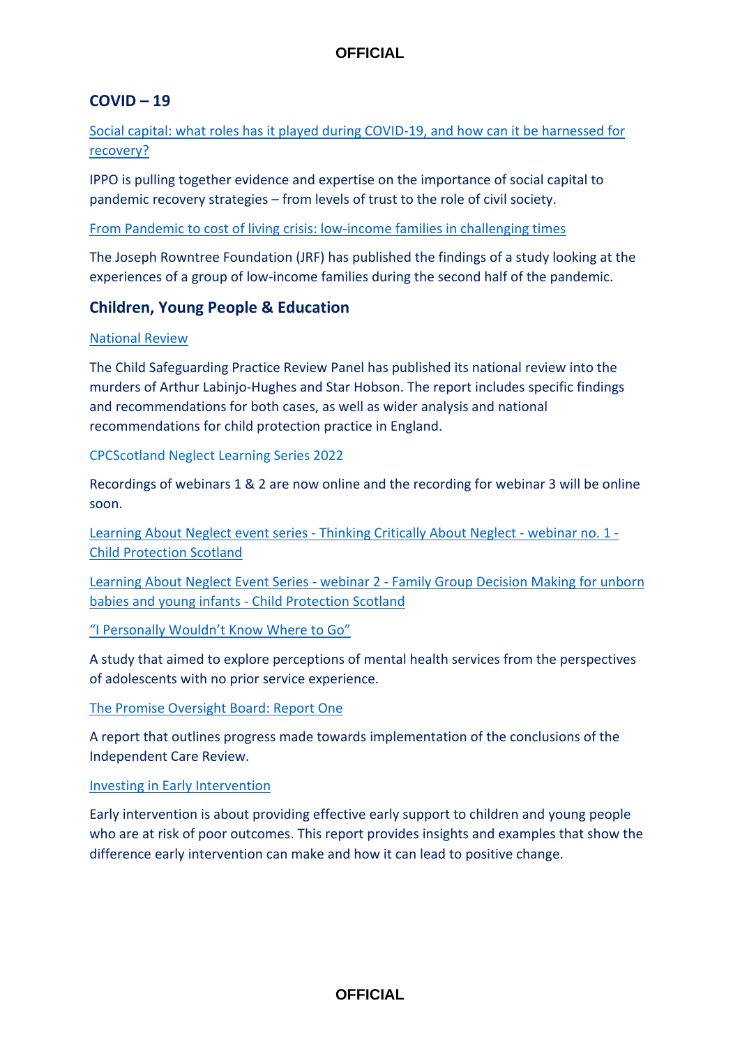## COVID – 19

Social capital: what roles has it played during COVID-19, and how can it be harnessed for recovery?

IPPO is pulling together evidence and expertise on the importance of social capital to pandemic recovery strategies – from levels of trust to the role of civil society.

From Pandemic to cost of living crisis: low-income families in challenging times

The Joseph Rowntree Foundation (JRF) has published the findings of a study looking at the experiences of a group of low-income families during the second half of the pandemic.

## Children, Young People & Education

National Review

The Child Safeguarding Practice Review Panel has published its national review into the murders of Arthur Labinjo-Hughes and Star Hobson. The report includes specific findings and recommendations for both cases, as well as wider analysis and national recommendations for child protection practice in England.

CPCScotland Neglect Learning Series 2022

Recordings of webinars 1 & 2 are now online and the recording for webinar 3 will be online soon.

Learning About Neglect event series - Thinking Critically About Neglect - webinar no. 1 - Child Protection Scotland

Learning About Neglect Event Series - webinar 2 - Family Group Decision Making for unborn babies and young infants - Child Protection Scotland

"I Personally Wouldn't Know Where to Go"

A study that aimed to explore perceptions of mental health services from the perspectives of adolescents with no prior service experience.

The Promise Oversight Board: Report One

A report that outlines progress made towards implementation of the conclusions of the Independent Care Review.

Investing in Early Intervention

Early intervention is about providing effective early support to children and young people who are at risk of poor outcomes. This report provides insights and examples that show the difference early intervention can make and how it can lead to positive change.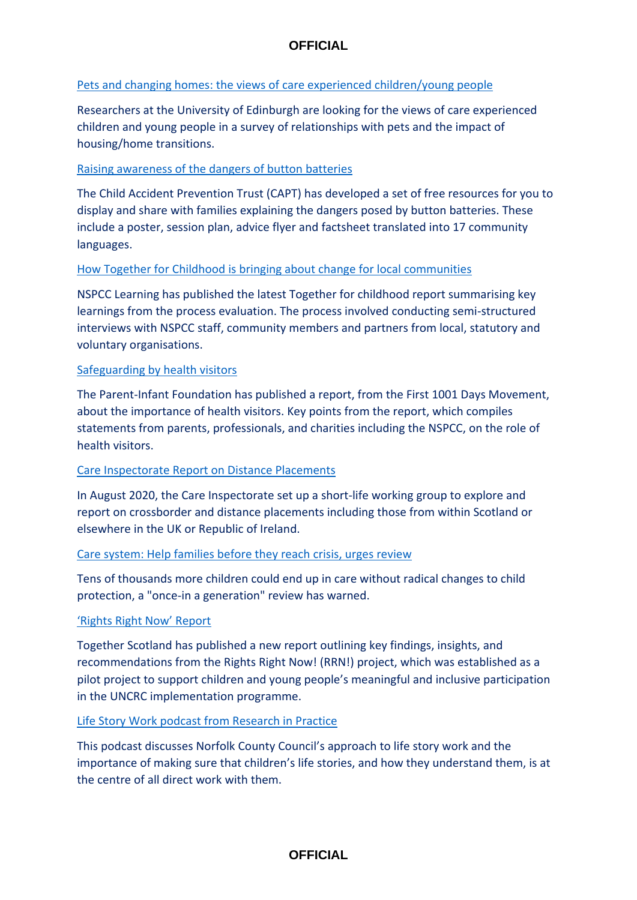[Pets and changing homes: the views of care experienced children/young people]

Researchers at the University of Edinburgh are looking for the views of care experienced children and young people in a survey of relationships with pets and the impact of housing/home transitions.

[Raising awareness of the dangers of button batteries]

The Child Accident Prevention Trust (CAPT) has developed a set of free resources for you to display and share with families explaining the dangers posed by button batteries. These include a poster, session plan, advice flyer and factsheet translated into 17 community languages.

[How Together for Childhood is bringing about change for local communities]

NSPCC Learning has published the latest Together for childhood report summarising key learnings from the process evaluation. The process involved conducting semi-structured interviews with NSPCC staff, community members and partners from local, statutory and voluntary organisations.

[Safeguarding by health visitors]

The Parent-Infant Foundation has published a report, from the First 1001 Days Movement, about the importance of health visitors. Key points from the report, which compiles statements from parents, professionals, and charities including the NSPCC, on the role of health visitors.

[Care Inspectorate Report on Distance Placements]

In August 2020, the Care Inspectorate set up a short-life working group to explore and report on crossborder and distance placements including those from within Scotland or elsewhere in the UK or Republic of Ireland.

[Care system: Help families before they reach crisis, urges review]

Tens of thousands more children could end up in care without radical changes to child protection, a "once-in a generation" review has warned.

['Rights Right Now' Report]

Together Scotland has published a new report outlining key findings, insights, and recommendations from the Rights Right Now! (RRN!) project, which was established as a pilot project to support children and young people's meaningful and inclusive participation in the UNCRC implementation programme.

[Life Story Work podcast from Research in Practice]

This podcast discusses Norfolk County Council's approach to life story work and the importance of making sure that children's life stories, and how they understand them, is at the centre of all direct work with them.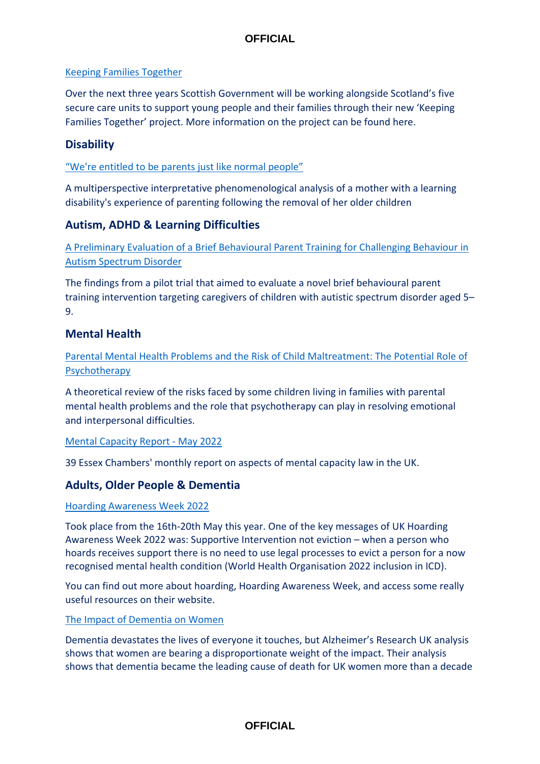Keeping Families Together

Over the next three years Scottish Government will be working alongside Scotland's five secure care units to support young people and their families through their new 'Keeping Families Together' project. More information on the project can be found here.

## Disability

"We're entitled to be parents just like normal people"

A multiperspective interpretative phenomenological analysis of a mother with a learning disability's experience of parenting following the removal of her older children

## Autism, ADHD & Learning Difficulties

A Preliminary Evaluation of a Brief Behavioural Parent Training for Challenging Behaviour in Autism Spectrum Disorder

The findings from a pilot trial that aimed to evaluate a novel brief behavioural parent training intervention targeting caregivers of children with autistic spectrum disorder aged 5–9.

## Mental Health

Parental Mental Health Problems and the Risk of Child Maltreatment: The Potential Role of Psychotherapy

A theoretical review of the risks faced by some children living in families with parental mental health problems and the role that psychotherapy can play in resolving emotional and interpersonal difficulties.

Mental Capacity Report - May 2022

39 Essex Chambers' monthly report on aspects of mental capacity law in the UK.

## Adults, Older People & Dementia

Hoarding Awareness Week 2022

Took place from the 16th-20th May this year. One of the key messages of UK Hoarding Awareness Week 2022 was: Supportive Intervention not eviction – when a person who hoards receives support there is no need to use legal processes to evict a person for a now recognised mental health condition (World Health Organisation 2022 inclusion in ICD).

You can find out more about hoarding, Hoarding Awareness Week, and access some really useful resources on their website.

The Impact of Dementia on Women

Dementia devastates the lives of everyone it touches, but Alzheimer's Research UK analysis shows that women are bearing a disproportionate weight of the impact. Their analysis shows that dementia became the leading cause of death for UK women more than a decade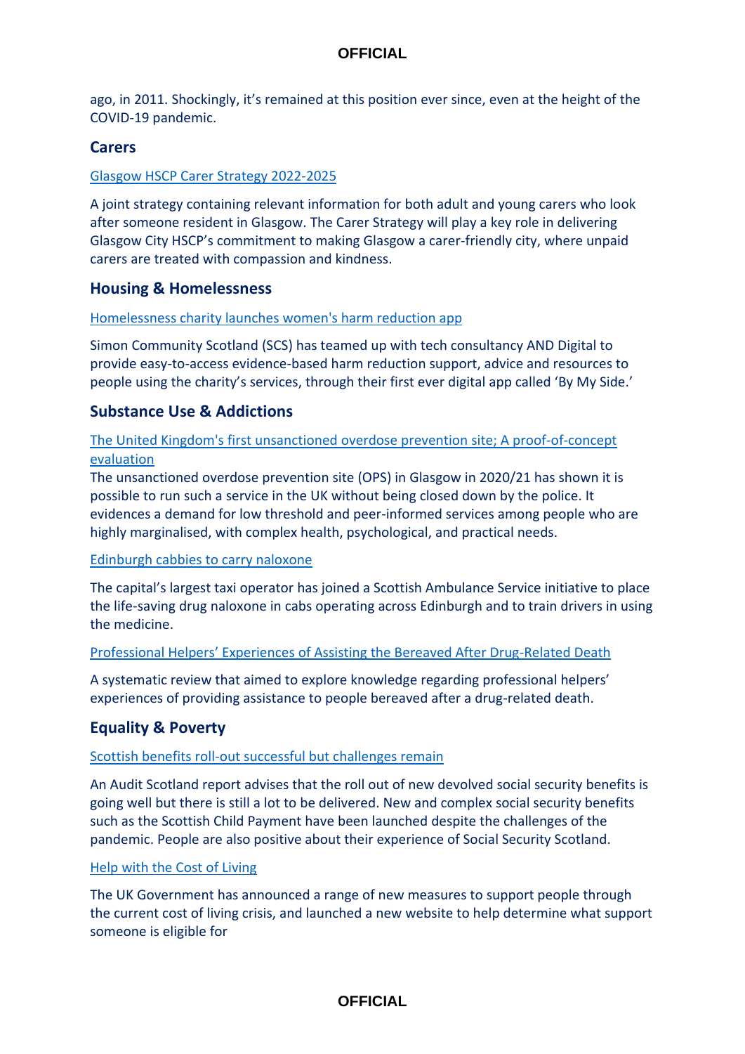ago, in 2011. Shockingly, it's remained at this position ever since, even at the height of the COVID-19 pandemic.

## Carers

Glasgow HSCP Carer Strategy 2022-2025

A joint strategy containing relevant information for both adult and young carers who look after someone resident in Glasgow. The Carer Strategy will play a key role in delivering Glasgow City HSCP's commitment to making Glasgow a carer-friendly city, where unpaid carers are treated with compassion and kindness.

## Housing & Homelessness

Homelessness charity launches women's harm reduction app

Simon Community Scotland (SCS) has teamed up with tech consultancy AND Digital to provide easy-to-access evidence-based harm reduction support, advice and resources to people using the charity's services, through their first ever digital app called 'By My Side.'

## Substance Use & Addictions

The United Kingdom's first unsanctioned overdose prevention site; A proof-of-concept evaluation

The unsanctioned overdose prevention site (OPS) in Glasgow in 2020/21 has shown it is possible to run such a service in the UK without being closed down by the police. It evidences a demand for low threshold and peer-informed services among people who are highly marginalised, with complex health, psychological, and practical needs.

Edinburgh cabbies to carry naloxone

The capital's largest taxi operator has joined a Scottish Ambulance Service initiative to place the life-saving drug naloxone in cabs operating across Edinburgh and to train drivers in using the medicine.

Professional Helpers' Experiences of Assisting the Bereaved After Drug-Related Death

A systematic review that aimed to explore knowledge regarding professional helpers' experiences of providing assistance to people bereaved after a drug-related death.

## Equality & Poverty

Scottish benefits roll-out successful but challenges remain

An Audit Scotland report advises that the roll out of new devolved social security benefits is going well but there is still a lot to be delivered. New and complex social security benefits such as the Scottish Child Payment have been launched despite the challenges of the pandemic. People are also positive about their experience of Social Security Scotland.

Help with the Cost of Living

The UK Government has announced a range of new measures to support people through the current cost of living crisis, and launched a new website to help determine what support someone is eligible for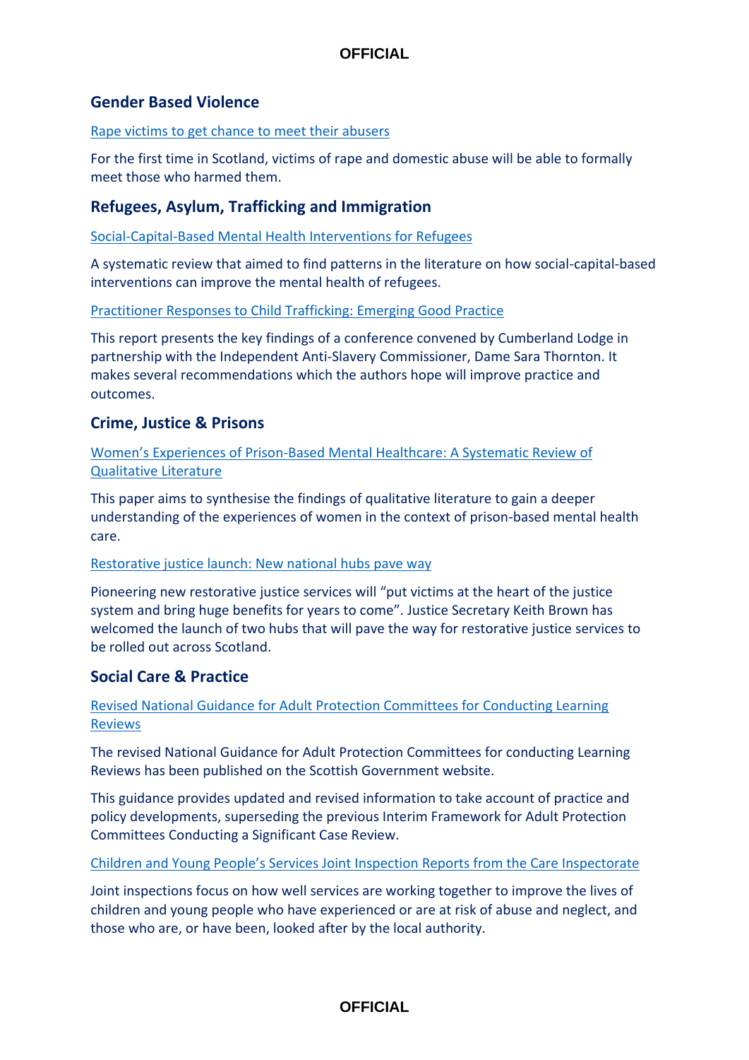## Gender Based Violence

Rape victims to get chance to meet their abusers

For the first time in Scotland, victims of rape and domestic abuse will be able to formally meet those who harmed them.

## Refugees, Asylum, Trafficking and Immigration

Social-Capital-Based Mental Health Interventions for Refugees

A systematic review that aimed to find patterns in the literature on how social-capital-based interventions can improve the mental health of refugees.

Practitioner Responses to Child Trafficking: Emerging Good Practice

This report presents the key findings of a conference convened by Cumberland Lodge in partnership with the Independent Anti-Slavery Commissioner, Dame Sara Thornton. It makes several recommendations which the authors hope will improve practice and outcomes.

## Crime, Justice & Prisons

Women's Experiences of Prison-Based Mental Healthcare: A Systematic Review of Qualitative Literature

This paper aims to synthesise the findings of qualitative literature to gain a deeper understanding of the experiences of women in the context of prison-based mental health care.

Restorative justice launch: New national hubs pave way

Pioneering new restorative justice services will "put victims at the heart of the justice system and bring huge benefits for years to come". Justice Secretary Keith Brown has welcomed the launch of two hubs that will pave the way for restorative justice services to be rolled out across Scotland.

## Social Care & Practice

Revised National Guidance for Adult Protection Committees for Conducting Learning Reviews

The revised National Guidance for Adult Protection Committees for conducting Learning Reviews has been published on the Scottish Government website.

This guidance provides updated and revised information to take account of practice and policy developments, superseding the previous Interim Framework for Adult Protection Committees Conducting a Significant Case Review.

Children and Young People's Services Joint Inspection Reports from the Care Inspectorate

Joint inspections focus on how well services are working together to improve the lives of children and young people who have experienced or are at risk of abuse and neglect, and those who are, or have been, looked after by the local authority.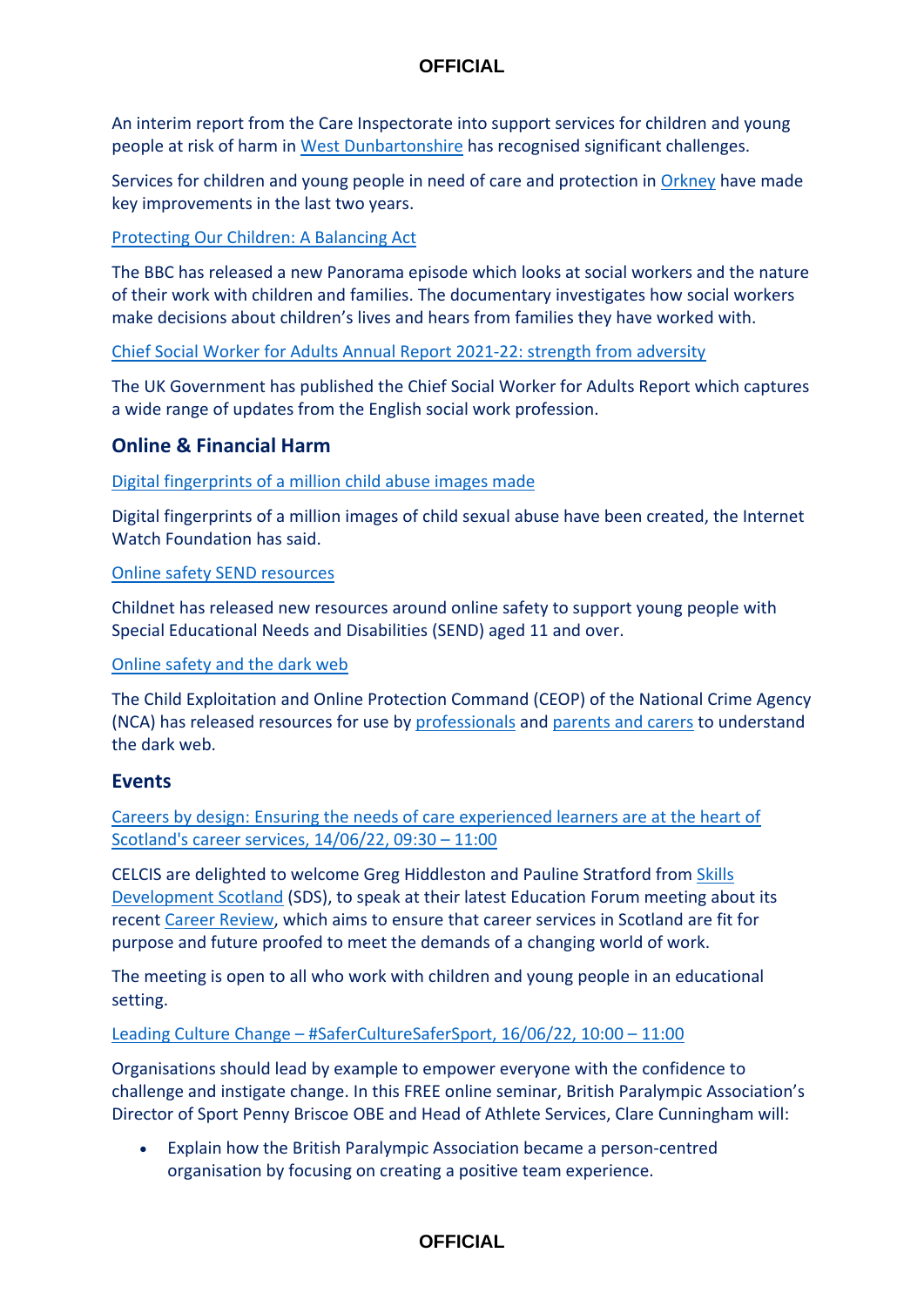An interim report from the Care Inspectorate into support services for children and young people at risk of harm in West Dunbartonshire has recognised significant challenges.

Services for children and young people in need of care and protection in Orkney have made key improvements in the last two years.

Protecting Our Children: A Balancing Act

The BBC has released a new Panorama episode which looks at social workers and the nature of their work with children and families. The documentary investigates how social workers make decisions about children's lives and hears from families they have worked with.

Chief Social Worker for Adults Annual Report 2021-22: strength from adversity

The UK Government has published the Chief Social Worker for Adults Report which captures a wide range of updates from the English social work profession.

## Online & Financial Harm

Digital fingerprints of a million child abuse images made

Digital fingerprints of a million images of child sexual abuse have been created, the Internet Watch Foundation has said.

Online safety SEND resources

Childnet has released new resources around online safety to support young people with Special Educational Needs and Disabilities (SEND) aged 11 and over.

Online safety and the dark web

The Child Exploitation and Online Protection Command (CEOP) of the National Crime Agency (NCA) has released resources for use by professionals and parents and carers to understand the dark web.

## Events

Careers by design: Ensuring the needs of care experienced learners are at the heart of Scotland's career services, 14/06/22, 09:30 – 11:00

CELCIS are delighted to welcome Greg Hiddleston and Pauline Stratford from Skills Development Scotland (SDS), to speak at their latest Education Forum meeting about its recent Career Review, which aims to ensure that career services in Scotland are fit for purpose and future proofed to meet the demands of a changing world of work.

The meeting is open to all who work with children and young people in an educational setting.

Leading Culture Change – #SaferCultureSaferSport, 16/06/22, 10:00 – 11:00

Organisations should lead by example to empower everyone with the confidence to challenge and instigate change. In this FREE online seminar, British Paralympic Association's Director of Sport Penny Briscoe OBE and Head of Athlete Services, Clare Cunningham will:

- Explain how the British Paralympic Association became a person-centred organisation by focusing on creating a positive team experience.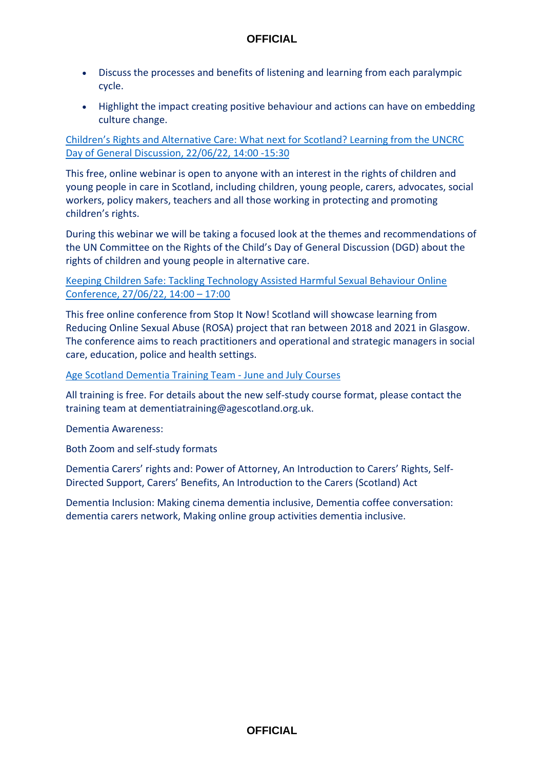- Discuss the processes and benefits of listening and learning from each paralympic cycle.
- Highlight the impact creating positive behaviour and actions can have on embedding culture change.

Children's Rights and Alternative Care: What next for Scotland? Learning from the UNCRC Day of General Discussion, 22/06/22, 14:00 -15:30

This free, online webinar is open to anyone with an interest in the rights of children and young people in care in Scotland, including children, young people, carers, advocates, social workers, policy makers, teachers and all those working in protecting and promoting children's rights.

During this webinar we will be taking a focused look at the themes and recommendations of the UN Committee on the Rights of the Child's Day of General Discussion (DGD) about the rights of children and young people in alternative care.

Keeping Children Safe: Tackling Technology Assisted Harmful Sexual Behaviour Online Conference, 27/06/22, 14:00 – 17:00

This free online conference from Stop It Now! Scotland will showcase learning from Reducing Online Sexual Abuse (ROSA) project that ran between 2018 and 2021 in Glasgow. The conference aims to reach practitioners and operational and strategic managers in social care, education, police and health settings.

Age Scotland Dementia Training Team - June and July Courses

All training is free. For details about the new self-study course format, please contact the training team at dementiatraining@agescotland.org.uk.

Dementia Awareness:

Both Zoom and self-study formats

Dementia Carers' rights and: Power of Attorney, An Introduction to Carers' Rights, Self-Directed Support, Carers' Benefits, An Introduction to the Carers (Scotland) Act

Dementia Inclusion: Making cinema dementia inclusive, Dementia coffee conversation: dementia carers network, Making online group activities dementia inclusive.